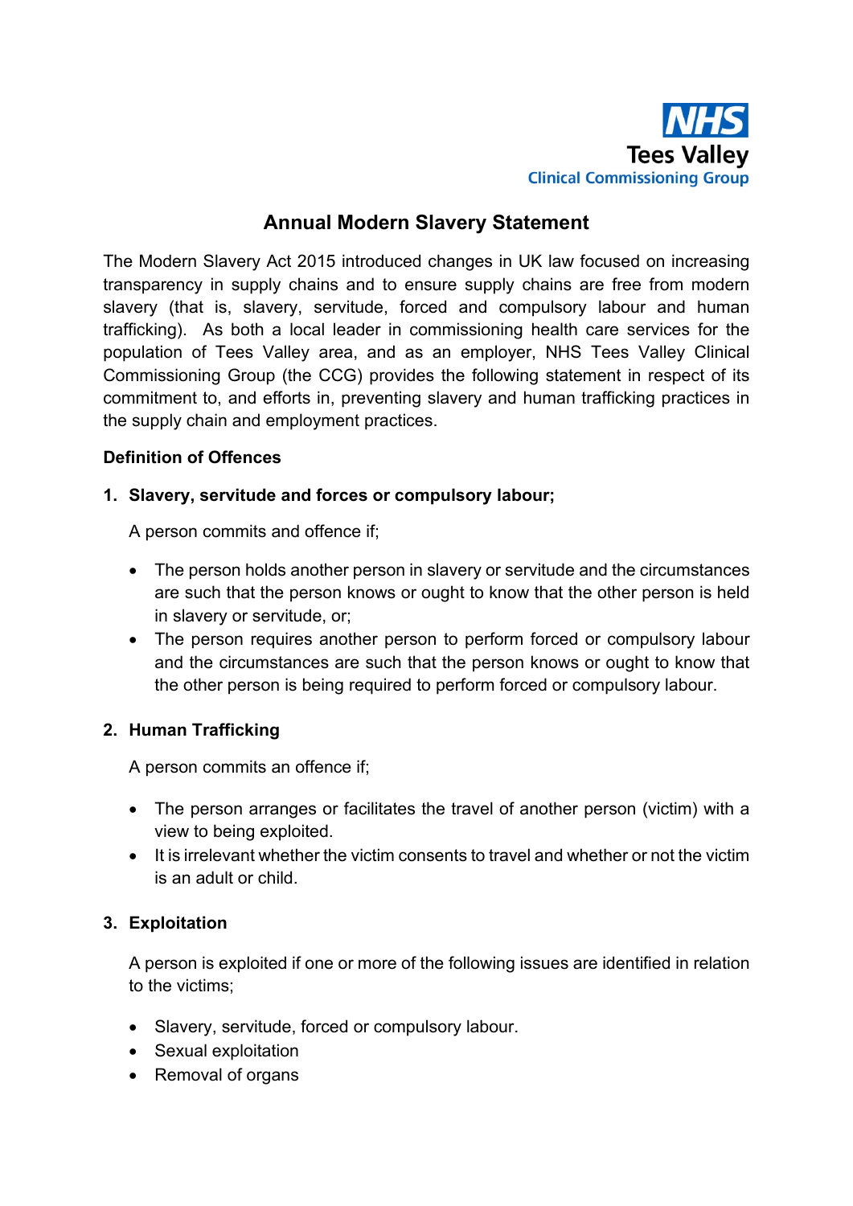NHS
Tees Valley
Clinical Commissioning Group

# Annual Modern Slavery Statement

The Modern Slavery Act 2015 introduced changes in UK law focused on increasing transparency in supply chains and to ensure supply chains are free from modern slavery (that is, slavery, servitude, forced and compulsory labour and human trafficking). As both a local leader in commissioning health care services for the population of Tees Valley area, and as an employer, NHS Tees Valley Clinical Commissioning Group (the CCG) provides the following statement in respect of its commitment to, and efforts in, preventing slavery and human trafficking practices in the supply chain and employment practices.

**Definition of Offences**

**1. Slavery, servitude and forces or compulsory labour;**

A person commits and offence if;

- The person holds another person in slavery or servitude and the circumstances are such that the person knows or ought to know that the other person is held in slavery or servitude, or;
- The person requires another person to perform forced or compulsory labour and the circumstances are such that the person knows or ought to know that the other person is being required to perform forced or compulsory labour.

**2. Human Trafficking**

A person commits an offence if;

- The person arranges or facilitates the travel of another person (victim) with a view to being exploited.
- It is irrelevant whether the victim consents to travel and whether or not the victim is an adult or child.

**3. Exploitation**

A person is exploited if one or more of the following issues are identified in relation to the victims;

- Slavery, servitude, forced or compulsory labour.
- Sexual exploitation
- Removal of organs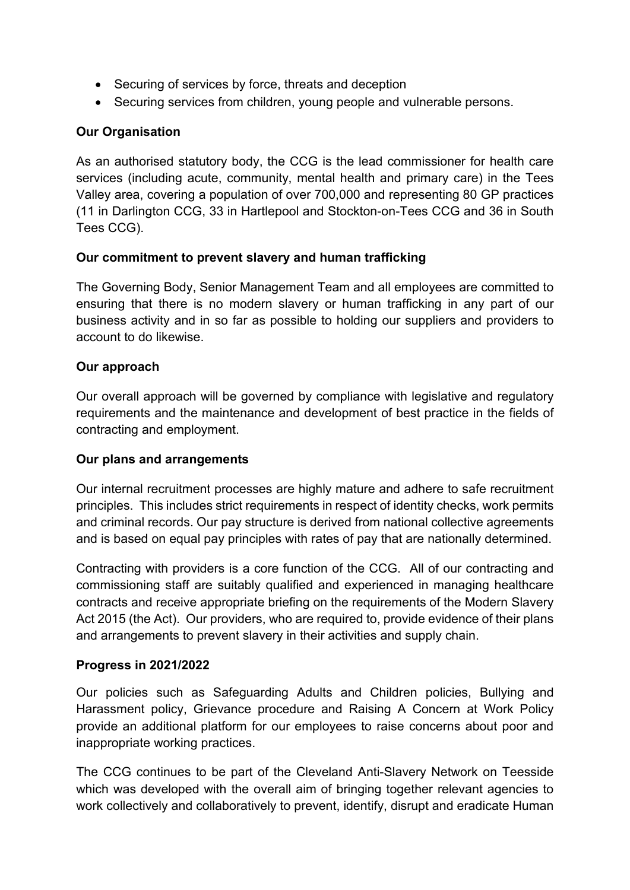- Securing of services by force, threats and deception
- Securing services from children, young people and vulnerable persons.

**Our Organisation**

As an authorised statutory body, the CCG is the lead commissioner for health care services (including acute, community, mental health and primary care) in the Tees Valley area, covering a population of over 700,000 and representing 80 GP practices (11 in Darlington CCG, 33 in Hartlepool and Stockton-on-Tees CCG and 36 in South Tees CCG).

**Our commitment to prevent slavery and human trafficking**

The Governing Body, Senior Management Team and all employees are committed to ensuring that there is no modern slavery or human trafficking in any part of our business activity and in so far as possible to holding our suppliers and providers to account to do likewise.

**Our approach**

Our overall approach will be governed by compliance with legislative and regulatory requirements and the maintenance and development of best practice in the fields of contracting and employment.

**Our plans and arrangements**

Our internal recruitment processes are highly mature and adhere to safe recruitment principles. This includes strict requirements in respect of identity checks, work permits and criminal records. Our pay structure is derived from national collective agreements and is based on equal pay principles with rates of pay that are nationally determined.

Contracting with providers is a core function of the CCG. All of our contracting and commissioning staff are suitably qualified and experienced in managing healthcare contracts and receive appropriate briefing on the requirements of the Modern Slavery Act 2015 (the Act). Our providers, who are required to, provide evidence of their plans and arrangements to prevent slavery in their activities and supply chain.

**Progress in 2021/2022**

Our policies such as Safeguarding Adults and Children policies, Bullying and Harassment policy, Grievance procedure and Raising A Concern at Work Policy provide an additional platform for our employees to raise concerns about poor and inappropriate working practices.

The CCG continues to be part of the Cleveland Anti-Slavery Network on Teesside which was developed with the overall aim of bringing together relevant agencies to work collectively and collaboratively to prevent, identify, disrupt and eradicate Human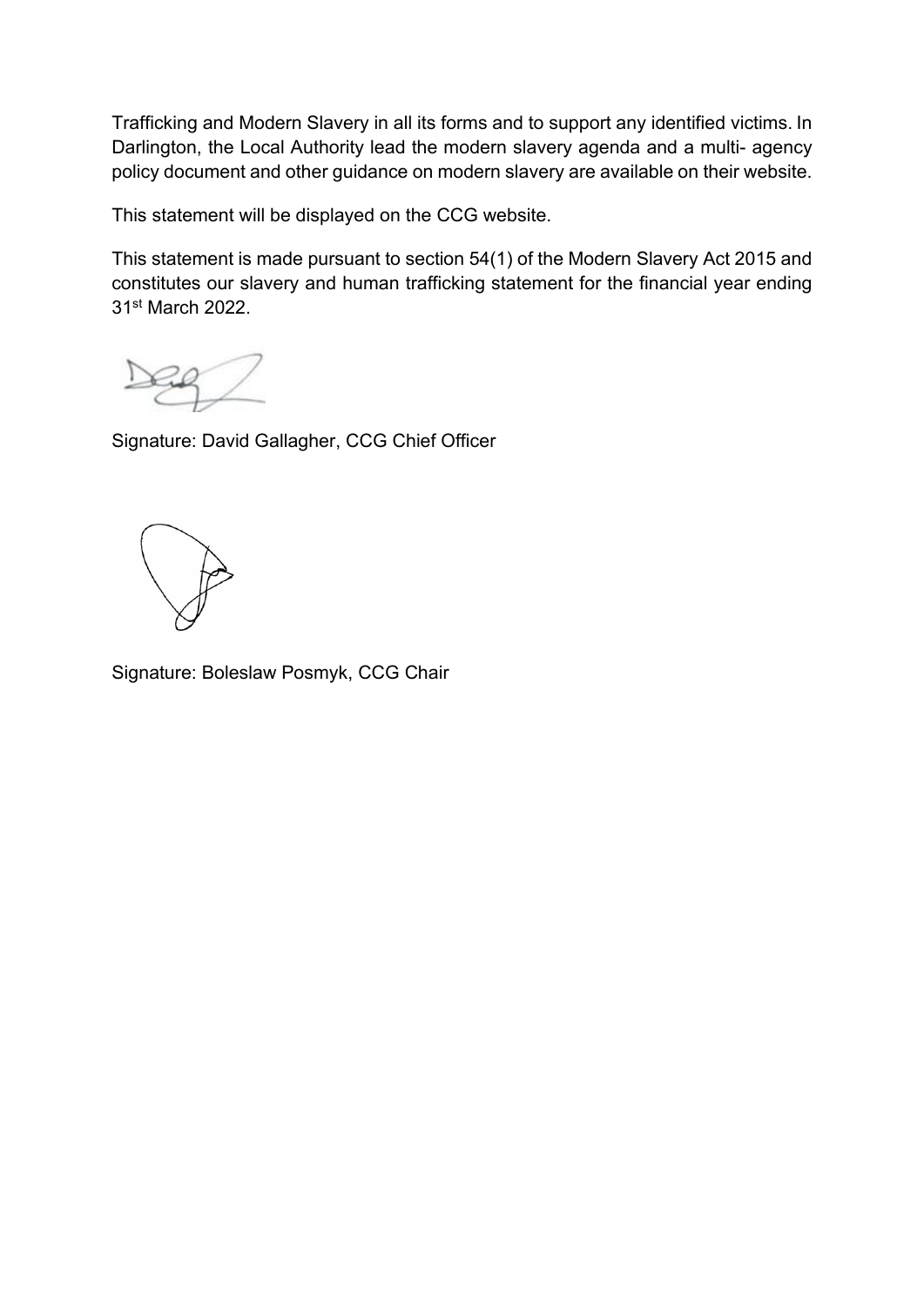Trafficking and Modern Slavery in all its forms and to support any identified victims. In Darlington, the Local Authority lead the modern slavery agenda and a multi- agency policy document and other guidance on modern slavery are available on their website.

This statement will be displayed on the CCG website.

This statement is made pursuant to section 54(1) of the Modern Slavery Act 2015 and constitutes our slavery and human trafficking statement for the financial year ending 31st March 2022.

Signature: David Gallagher, CCG Chief Officer

Signature: Boleslaw Posmyk, CCG Chair